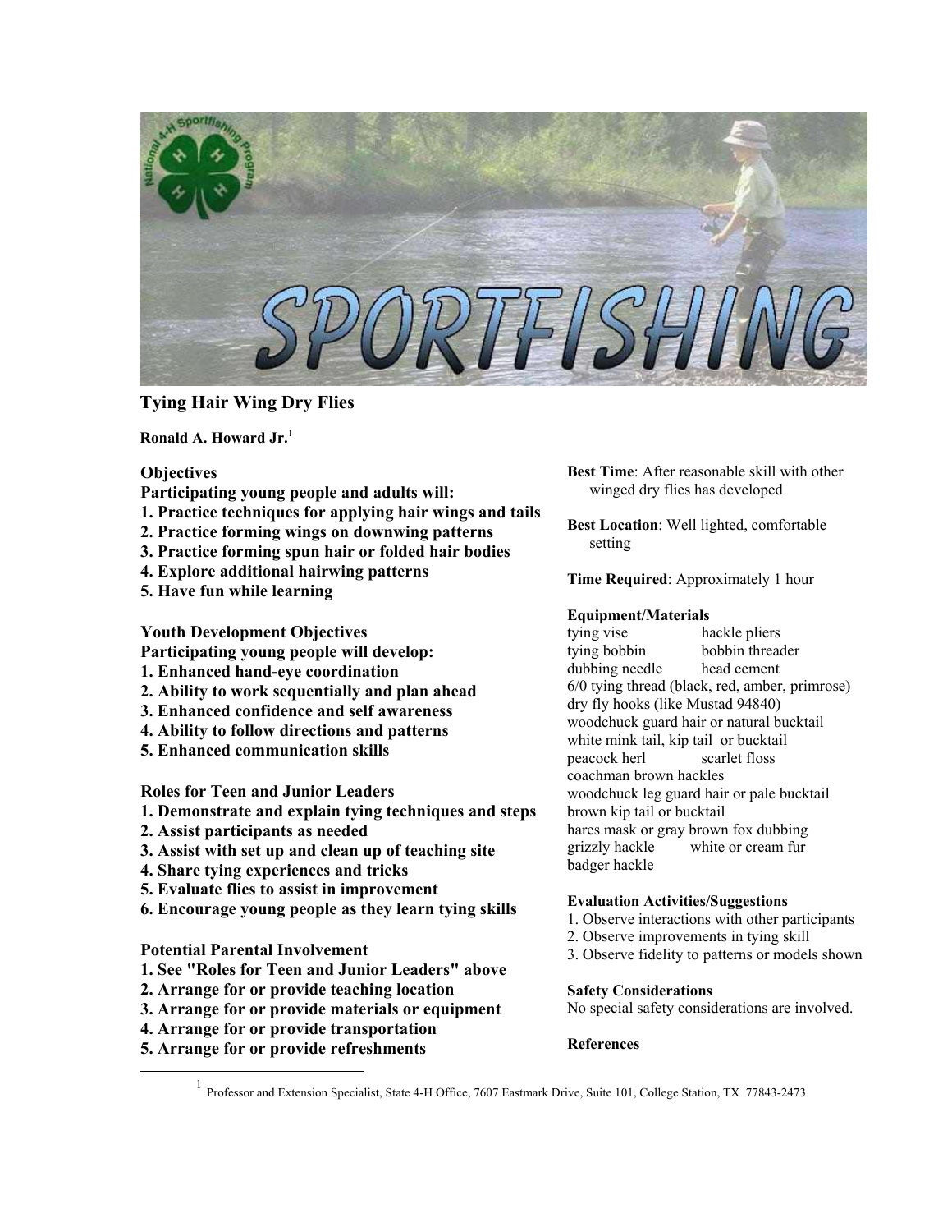# Tying Hair Wing Dry Flies

**Ronald A. Howard Jr.**[1]

**Objectives**

**Participating young people and adults will:**

1. **Practice techniques for applying hair wings and tails**
2. **Practice forming wings on downwing patterns**
3. **Practice forming spun hair or folded hair bodies**
4. **Explore additional hairwing patterns**
5. **Have fun while learning**

**Youth Development Objectives**

**Participating young people will develop:**

1. **Enhanced hand-eye coordination**
2. **Ability to work sequentially and plan ahead**
3. **Enhanced confidence and self awareness**
4. **Ability to follow directions and patterns**
5. **Enhanced communication skills**

**Roles for Teen and Junior Leaders**

1. **Demonstrate and explain tying techniques and steps**
2. **Assist participants as needed**
3. **Assist with set up and clean up of teaching site**
4. **Share tying experiences and tricks**
5. **Evaluate flies to assist in improvement**
6. **Encourage young people as they learn tying skills**

**Potential Parental Involvement**

1. **See "Roles for Teen and Junior Leaders" above**
2. **Arrange for or provide teaching location**
3. **Arrange for or provide materials or equipment**
4. **Arrange for or provide transportation**
5. **Arrange for or provide refreshments**

**Best Time**: After reasonable skill with other winged dry flies has developed

**Best Location**: Well lighted, comfortable setting

**Time Required**: Approximately 1 hour

**Equipment/Materials**

tying vise　　hackle pliers
tying bobbin　　bobbin threader
dubbing needle　　head cement
6/0 tying thread (black, red, amber, primrose)
dry fly hooks (like Mustad 94840)
woodchuck guard hair or natural bucktail
white mink tail, kip tail or bucktail
peacock herl　　scarlet floss
coachman brown hackles
woodchuck leg guard hair or pale bucktail
brown kip tail or bucktail
hares mask or gray brown fox dubbing
grizzly hackle　　white or cream fur
badger hackle

**Evaluation Activities/Suggestions**

1. Observe interactions with other participants
2. Observe improvements in tying skill
3. Observe fidelity to patterns or models shown

**Safety Considerations**

No special safety considerations are involved.

**References**

---

[1] Professor and Extension Specialist, State 4-H Office, 7607 Eastmark Drive, Suite 101, College Station, TX 77843-2473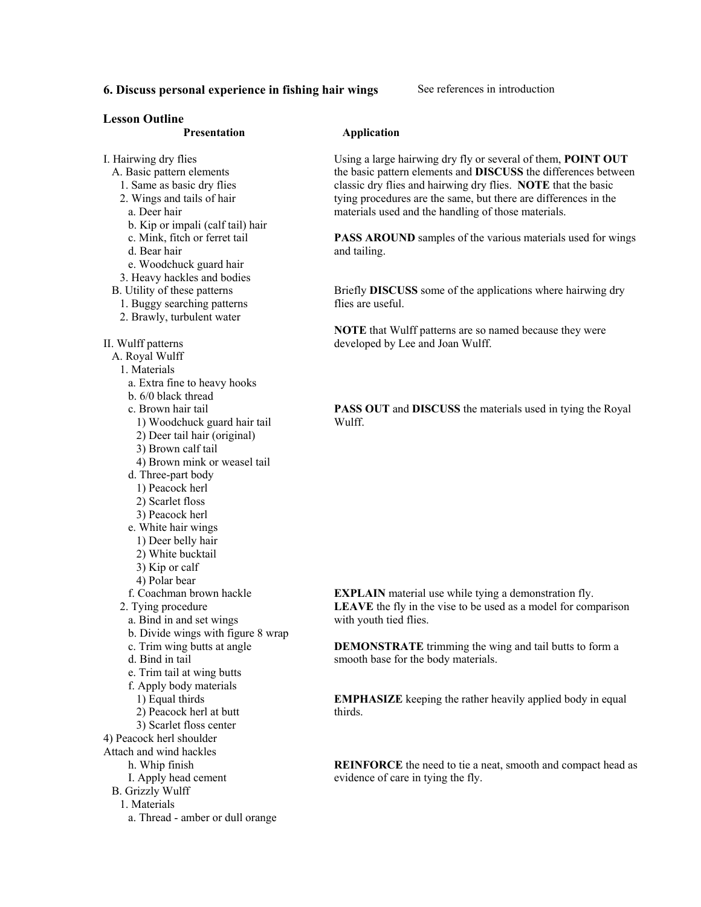**6. Discuss personal experience in fishing hair wings** See references in introduction

## Lesson Outline

| Presentation | Application |
|---|---|
| I. Hairwing dry flies<br>A. Basic pattern elements<br>1. Same as basic dry flies<br>2. Wings and tails of hair<br>a. Deer hair<br>b. Kip or impali (calf tail) hair<br>c. Mink, fitch or ferret tail<br>d. Bear hair<br>e. Woodchuck guard hair<br>3. Heavy hackles and bodies | Using a large hairwing dry fly or several of them, **POINT OUT** the basic pattern elements and **DISCUSS** the differences between classic dry flies and hairwing dry flies. **NOTE** that the basic tying procedures are the same, but there are differences in the materials used and the handling of those materials.<br><br>**PASS AROUND** samples of the various materials used for wings and tailing. |
| B. Utility of these patterns<br>1. Buggy searching patterns<br>2. Brawly, turbulent water | Briefly **DISCUSS** some of the applications where hairwing dry flies are useful. |
| II. Wulff patterns<br>A. Royal Wulff | **NOTE** that Wulff patterns are so named because they were developed by Lee and Joan Wulff. |
| 1. Materials<br>a. Extra fine to heavy hooks<br>b. 6/0 black thread<br>c. Brown hair tail<br>1) Woodchuck guard hair tail<br>2) Deer tail hair (original)<br>3) Brown calf tail<br>4) Brown mink or weasel tail<br>d. Three-part body<br>1) Peacock herl<br>2) Scarlet floss<br>3) Peacock herl<br>e. White hair wings<br>1) Deer belly hair<br>2) White bucktail<br>3) Kip or calf<br>4) Polar bear<br>f. Coachman brown hackle | **PASS OUT** and **DISCUSS** the materials used in tying the Royal Wulff. |
| 2. Tying procedure<br>a. Bind in and set wings<br>b. Divide wings with figure 8 wrap | **EXPLAIN** material use while tying a demonstration fly. **LEAVE** the fly in the vise to be used as a model for comparison with youth tied flies. |
| c. Trim wing butts at angle<br>d. Bind in tail<br>e. Trim tail at wing butts | **DEMONSTRATE** trimming the wing and tail butts to form a smooth base for the body materials. |
| f. Apply body materials<br>1) Equal thirds<br>2) Peacock herl at butt<br>3) Scarlet floss center<br>4) Peacock herl shoulder<br>Attach and wind hackles | **EMPHASIZE** keeping the rather heavily applied body in equal thirds. |
| h. Whip finish<br>I. Apply head cement | **REINFORCE** the need to tie a neat, smooth and compact head as evidence of care in tying the fly. |
| B. Grizzly Wulff<br>1. Materials<br>a. Thread - amber or dull orange | |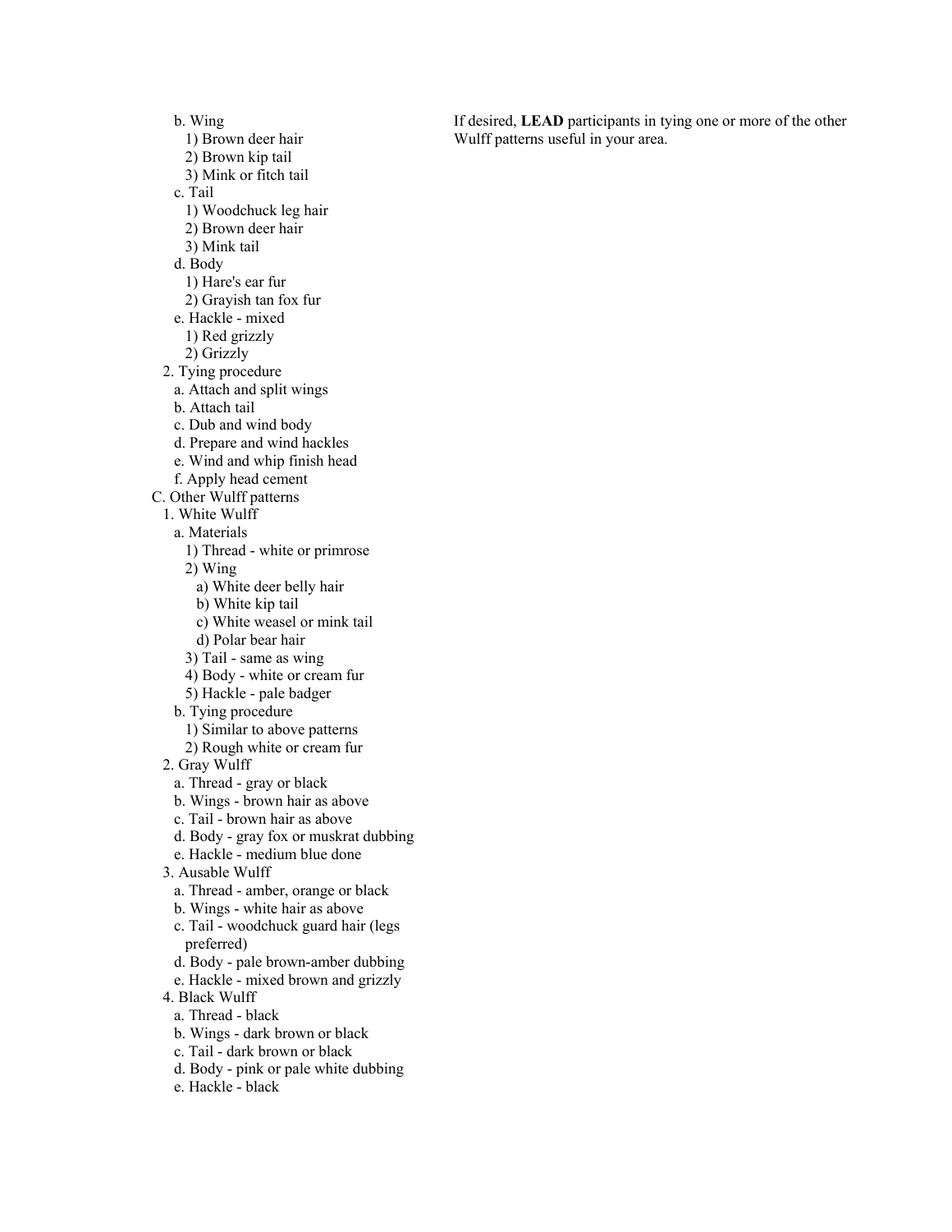b. Wing
   1) Brown deer hair
   2) Brown kip tail
   3) Mink or fitch tail
c. Tail
   1) Woodchuck leg hair
   2) Brown deer hair
   3) Mink tail
d. Body
   1) Hare's ear fur
   2) Grayish tan fox fur
e. Hackle - mixed
   1) Red grizzly
   2) Grizzly

2. Tying procedure
   a. Attach and split wings
   b. Attach tail
   c. Dub and wind body
   d. Prepare and wind hackles
   e. Wind and whip finish head
   f. Apply head cement

C. Other Wulff patterns
   1. White Wulff
      a. Materials
         1) Thread - white or primrose
         2) Wing
            a) White deer belly hair
            b) White kip tail
            c) White weasel or mink tail
            d) Polar bear hair
         3) Tail - same as wing
         4) Body - white or cream fur
         5) Hackle - pale badger
      b. Tying procedure
         1) Similar to above patterns
         2) Rough white or cream fur
   2. Gray Wulff
      a. Thread - gray or black
      b. Wings - brown hair as above
      c. Tail - brown hair as above
      d. Body - gray fox or muskrat dubbing
      e. Hackle - medium blue done
   3. Ausable Wulff
      a. Thread - amber, orange or black
      b. Wings - white hair as above
      c. Tail - woodchuck guard hair (legs preferred)
      d. Body - pale brown-amber dubbing
      e. Hackle - mixed brown and grizzly
   4. Black Wulff
      a. Thread - black
      b. Wings - dark brown or black
      c. Tail - dark brown or black
      d. Body - pink or pale white dubbing
      e. Hackle - black

If desired, **LEAD** participants in tying one or more of the other Wulff patterns useful in your area.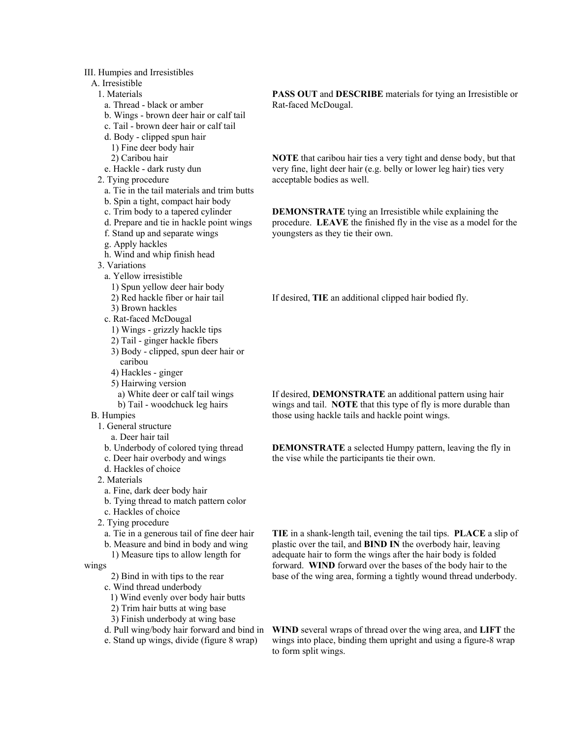III. Humpies and Irresistibles

- A. Irresistible
  - 1. Materials
    - a. Thread - black or amber
    - b. Wings - brown deer hair or calf tail
    - c. Tail - brown deer hair or calf tail
    - d. Body - clipped spun hair
      - 1) Fine deer body hair
      - 2) Caribou hair
    - e. Hackle - dark rusty dun

**PASS OUT** and **DESCRIBE** materials for tying an Irresistible or Rat-faced McDougal.

**NOTE** that caribou hair ties a very tight and dense body, but that very fine, light deer hair (e.g. belly or lower leg hair) ties very acceptable bodies as well.

  - 2. Tying procedure
    - a. Tie in the tail materials and trim butts
    - b. Spin a tight, compact hair body
    - c. Trim body to a tapered cylinder
    - d. Prepare and tie in hackle point wings
    - f. Stand up and separate wings
    - g. Apply hackles
    - h. Wind and whip finish head

**DEMONSTRATE** tying an Irresistible while explaining the procedure. **LEAVE** the finished fly in the vise as a model for the youngsters as they tie their own.

  - 3. Variations
    - a. Yellow irresistible
      - 1) Spun yellow deer hair body
      - 2) Red hackle fiber or hair tail
      - 3) Brown hackles

If desired, **TIE** an additional clipped hair bodied fly.

    - c. Rat-faced McDougal
      - 1) Wings - grizzly hackle tips
      - 2) Tail - ginger hackle fibers
      - 3) Body - clipped, spun deer hair or caribou
      - 4) Hackles - ginger
      - 5) Hairwing version
        - a) White deer or calf tail wings
        - b) Tail - woodchuck leg hairs

If desired, **DEMONSTRATE** an additional pattern using hair wings and tail. **NOTE** that this type of fly is more durable than those using hackle tails and hackle point wings.

- B. Humpies
  - 1. General structure
    - a. Deer hair tail
    - b. Underbody of colored tying thread
    - c. Deer hair overbody and wings
    - d. Hackles of choice

**DEMONSTRATE** a selected Humpy pattern, leaving the fly in the vise while the participants tie their own.

  - 2. Materials
    - a. Fine, dark deer body hair
    - b. Tying thread to match pattern color
    - c. Hackles of choice
  - 2. Tying procedure
    - a. Tie in a generous tail of fine deer hair
    - b. Measure and bind in body and wing
      - 1) Measure tips to allow length for wings
      - 2) Bind in with tips to the rear
    - c. Wind thread underbody
      - 1) Wind evenly over body hair butts
      - 2) Trim hair butts at wing base
      - 3) Finish underbody at wing base

**TIE** in a shank-length tail, evening the tail tips. **PLACE** a slip of plastic over the tail, and **BIND IN** the overbody hair, leaving adequate hair to form the wings after the hair body is folded forward. **WIND** forward over the bases of the body hair to the base of the wing area, forming a tightly wound thread underbody.

    - d. Pull wing/body hair forward and bind in
    - e. Stand up wings, divide (figure 8 wrap)

**WIND** several wraps of thread over the wing area, and **LIFT** the wings into place, binding them upright and using a figure-8 wrap to form split wings.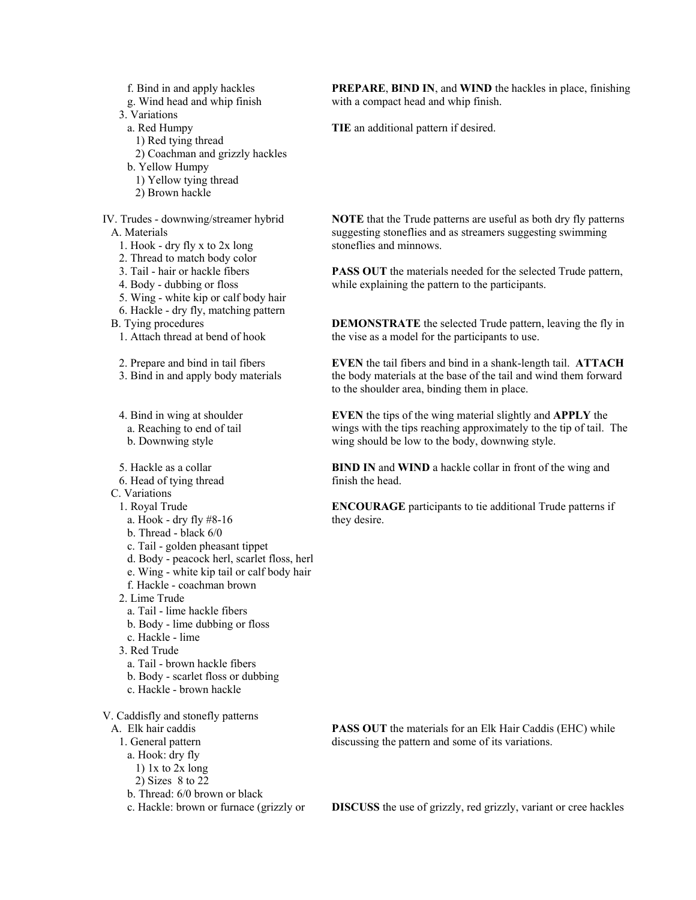f. Bind in and apply hackles
g. Wind head and whip finish

**PREPARE**, **BIND IN**, and **WIND** the hackles in place, finishing with a compact head and whip finish.

3. Variations
   a. Red Humpy
      1) Red tying thread
      2) Coachman and grizzly hackles
   b. Yellow Humpy
      1) Yellow tying thread
      2) Brown hackle

**TIE** an additional pattern if desired.

IV. Trudes - downwing/streamer hybrid

**NOTE** that the Trude patterns are useful as both dry fly patterns suggesting stoneflies and as streamers suggesting swimming stoneflies and minnows.

A. Materials
   1. Hook - dry fly x to 2x long
   2. Thread to match body color
   3. Tail - hair or hackle fibers
   4. Body - dubbing or floss
   5. Wing - white kip or calf body hair
   6. Hackle - dry fly, matching pattern

**PASS OUT** the materials needed for the selected Trude pattern, while explaining the pattern to the participants.

B. Tying procedures
   1. Attach thread at bend of hook

**DEMONSTRATE** the selected Trude pattern, leaving the fly in the vise as a model for the participants to use.

   2. Prepare and bind in tail fibers
   3. Bind in and apply body materials

**EVEN** the tail fibers and bind in a shank-length tail. **ATTACH** the body materials at the base of the tail and wind them forward to the shoulder area, binding them in place.

   4. Bind in wing at shoulder
      a. Reaching to end of tail
      b. Downwing style

**EVEN** the tips of the wing material slightly and **APPLY** the wings with the tips reaching approximately to the tip of tail. The wing should be low to the body, downwing style.

   5. Hackle as a collar
   6. Head of tying thread

**BIND IN** and **WIND** a hackle collar in front of the wing and finish the head.

C. Variations

**ENCOURAGE** participants to tie additional Trude patterns if they desire.

   1. Royal Trude
      a. Hook - dry fly #8-16
      b. Thread - black 6/0
      c. Tail - golden pheasant tippet
      d. Body - peacock herl, scarlet floss, herl
      e. Wing - white kip tail or calf body hair
      f. Hackle - coachman brown
   2. Lime Trude
      a. Tail - lime hackle fibers
      b. Body - lime dubbing or floss
      c. Hackle - lime
   3. Red Trude
      a. Tail - brown hackle fibers
      b. Body - scarlet floss or dubbing
      c. Hackle - brown hackle

V. Caddisfly and stonefly patterns
   A. Elk hair caddis

**PASS OUT** the materials for an Elk Hair Caddis (EHC) while discussing the pattern and some of its variations.

      1. General pattern
         a. Hook: dry fly
            1) 1x to 2x long
            2) Sizes 8 to 22
         b. Thread: 6/0 brown or black
         c. Hackle: brown or furnace (grizzly or

**DISCUSS** the use of grizzly, red grizzly, variant or cree hackles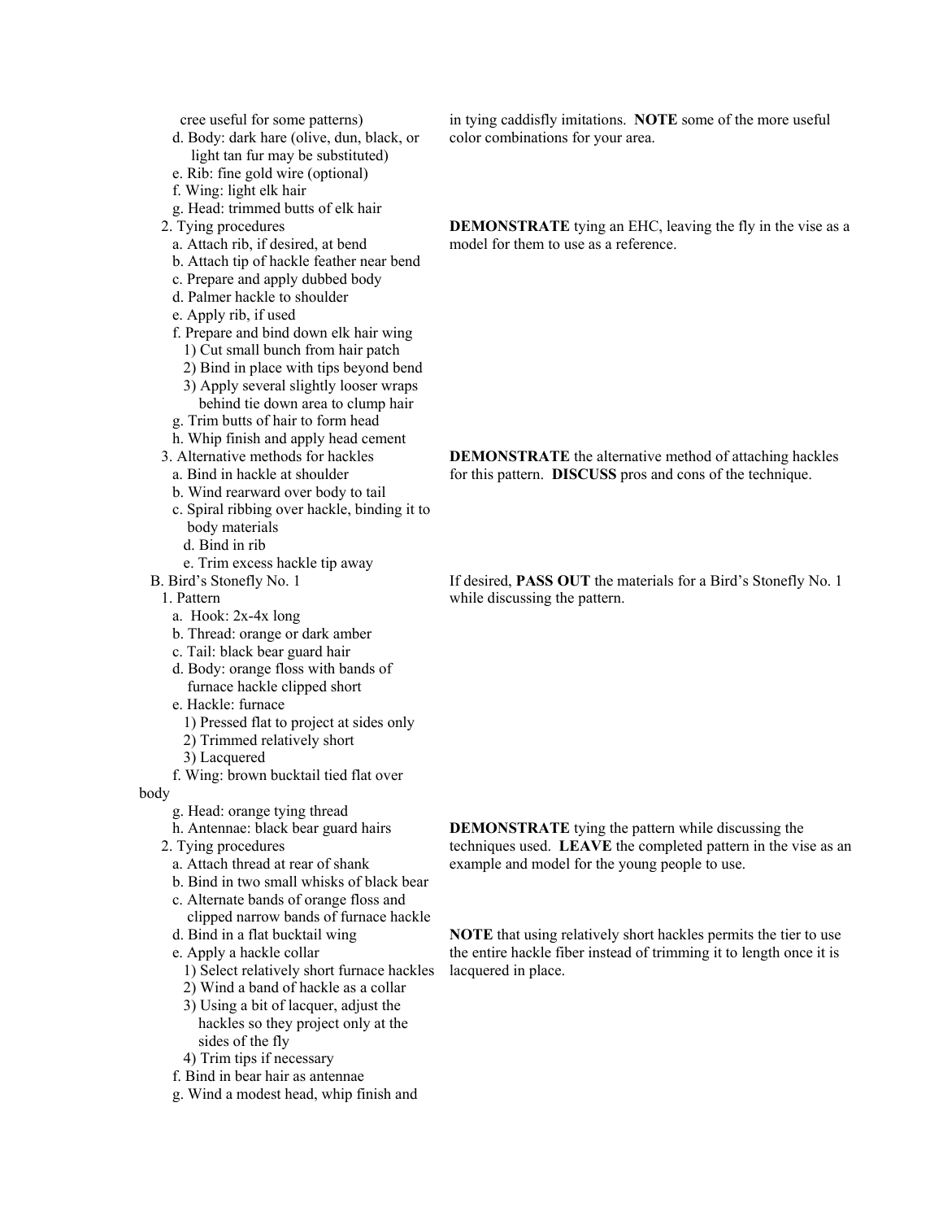cree useful for some patterns)

  d. Body: dark hare (olive, dun, black, or light tan fur may be substituted)
  e. Rib: fine gold wire (optional)
  f. Wing: light elk hair
  g. Head: trimmed butts of elk hair

in tying caddisfly imitations. **NOTE** some of the more useful color combinations for your area.

2. Tying procedures
  a. Attach rib, if desired, at bend
  b. Attach tip of hackle feather near bend
  c. Prepare and apply dubbed body
  d. Palmer hackle to shoulder
  e. Apply rib, if used
  f. Prepare and bind down elk hair wing
    1) Cut small bunch from hair patch
    2) Bind in place with tips beyond bend
    3) Apply several slightly looser wraps behind tie down area to clump hair
  g. Trim butts of hair to form head
  h. Whip finish and apply head cement

**DEMONSTRATE** tying an EHC, leaving the fly in the vise as a model for them to use as a reference.

3. Alternative methods for hackles
  a. Bind in hackle at shoulder
  b. Wind rearward over body to tail
  c. Spiral ribbing over hackle, binding it to body materials
  d. Bind in rib
  e. Trim excess hackle tip away

**DEMONSTRATE** the alternative method of attaching hackles for this pattern. **DISCUSS** pros and cons of the technique.

B. Bird's Stonefly No. 1

1. Pattern
  a. Hook: 2x-4x long
  b. Thread: orange or dark amber
  c. Tail: black bear guard hair
  d. Body: orange floss with bands of furnace hackle clipped short
  e. Hackle: furnace
    1) Pressed flat to project at sides only
    2) Trimmed relatively short
    3) Lacquered
  f. Wing: brown bucktail tied flat over body
  g. Head: orange tying thread
  h. Antennae: black bear guard hairs

If desired, **PASS OUT** the materials for a Bird's Stonefly No. 1 while discussing the pattern.

2. Tying procedures
  a. Attach thread at rear of shank
  b. Bind in two small whisks of black bear
  c. Alternate bands of orange floss and clipped narrow bands of furnace hackle
  d. Bind in a flat bucktail wing
  e. Apply a hackle collar
    1) Select relatively short furnace hackles
    2) Wind a band of hackle as a collar
    3) Using a bit of lacquer, adjust the hackles so they project only at the sides of the fly
    4) Trim tips if necessary
  f. Bind in bear hair as antennae
  g. Wind a modest head, whip finish and

**DEMONSTRATE** tying the pattern while discussing the techniques used. **LEAVE** the completed pattern in the vise as an example and model for the young people to use.

**NOTE** that using relatively short hackles permits the tier to use the entire hackle fiber instead of trimming it to length once it is lacquered in place.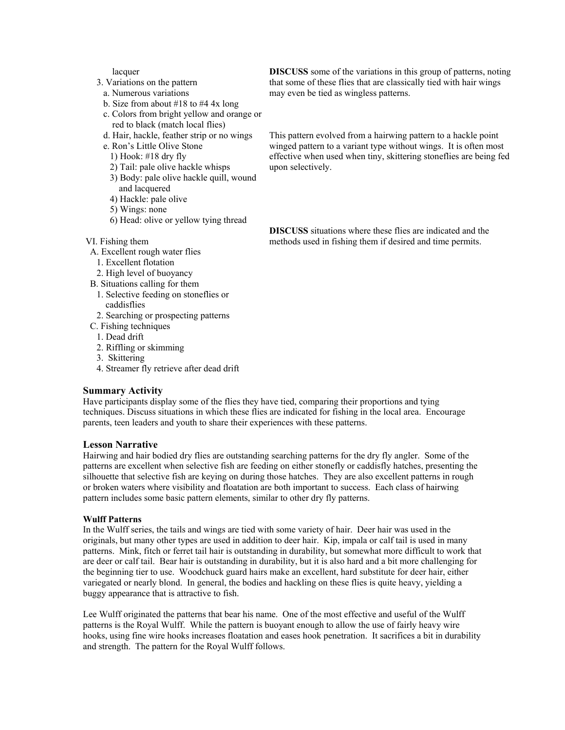lacquer

3. Variations on the pattern
   a. Numerous variations
   b. Size from about #18 to #4 4x long
   c. Colors from bright yellow and orange or red to black (match local flies)
   d. Hair, hackle, feather strip or no wings
   e. Ron's Little Olive Stone
      1) Hook: #18 dry fly
      2) Tail: pale olive hackle whisps
      3) Body: pale olive hackle quill, wound and lacquered
      4) Hackle: pale olive
      5) Wings: none
      6) Head: olive or yellow tying thread

**DISCUSS** some of the variations in this group of patterns, noting that some of these flies that are classically tied with hair wings may even be tied as wingless patterns.

This pattern evolved from a hairwing pattern to a hackle point winged pattern to a variant type without wings. It is often most effective when used when tiny, skittering stoneflies are being fed upon selectively.

VI. Fishing them
  A. Excellent rough water flies
    1. Excellent flotation
    2. High level of buoyancy
  B. Situations calling for them
    1. Selective feeding on stoneflies or caddisflies
    2. Searching or prospecting patterns
  C. Fishing techniques
    1. Dead drift
    2. Riffling or skimming
    3. Skittering
    4. Streamer fly retrieve after dead drift

**DISCUSS** situations where these flies are indicated and the methods used in fishing them if desired and time permits.

### Summary Activity

Have participants display some of the flies they have tied, comparing their proportions and tying techniques. Discuss situations in which these flies are indicated for fishing in the local area. Encourage parents, teen leaders and youth to share their experiences with these patterns.

### Lesson Narrative

Hairwing and hair bodied dry flies are outstanding searching patterns for the dry fly angler. Some of the patterns are excellent when selective fish are feeding on either stonefly or caddisfly hatches, presenting the silhouette that selective fish are keying on during those hatches. They are also excellent patterns in rough or broken waters where visibility and floatation are both important to success. Each class of hairwing pattern includes some basic pattern elements, similar to other dry fly patterns.

#### Wulff Patterns

In the Wulff series, the tails and wings are tied with some variety of hair. Deer hair was used in the originals, but many other types are used in addition to deer hair. Kip, impala or calf tail is used in many patterns. Mink, fitch or ferret tail hair is outstanding in durability, but somewhat more difficult to work that are deer or calf tail. Bear hair is outstanding in durability, but it is also hard and a bit more challenging for the beginning tier to use. Woodchuck guard hairs make an excellent, hard substitute for deer hair, either variegated or nearly blond. In general, the bodies and hackling on these flies is quite heavy, yielding a buggy appearance that is attractive to fish.

Lee Wulff originated the patterns that bear his name. One of the most effective and useful of the Wulff patterns is the Royal Wulff. While the pattern is buoyant enough to allow the use of fairly heavy wire hooks, using fine wire hooks increases floatation and eases hook penetration. It sacrifices a bit in durability and strength. The pattern for the Royal Wulff follows.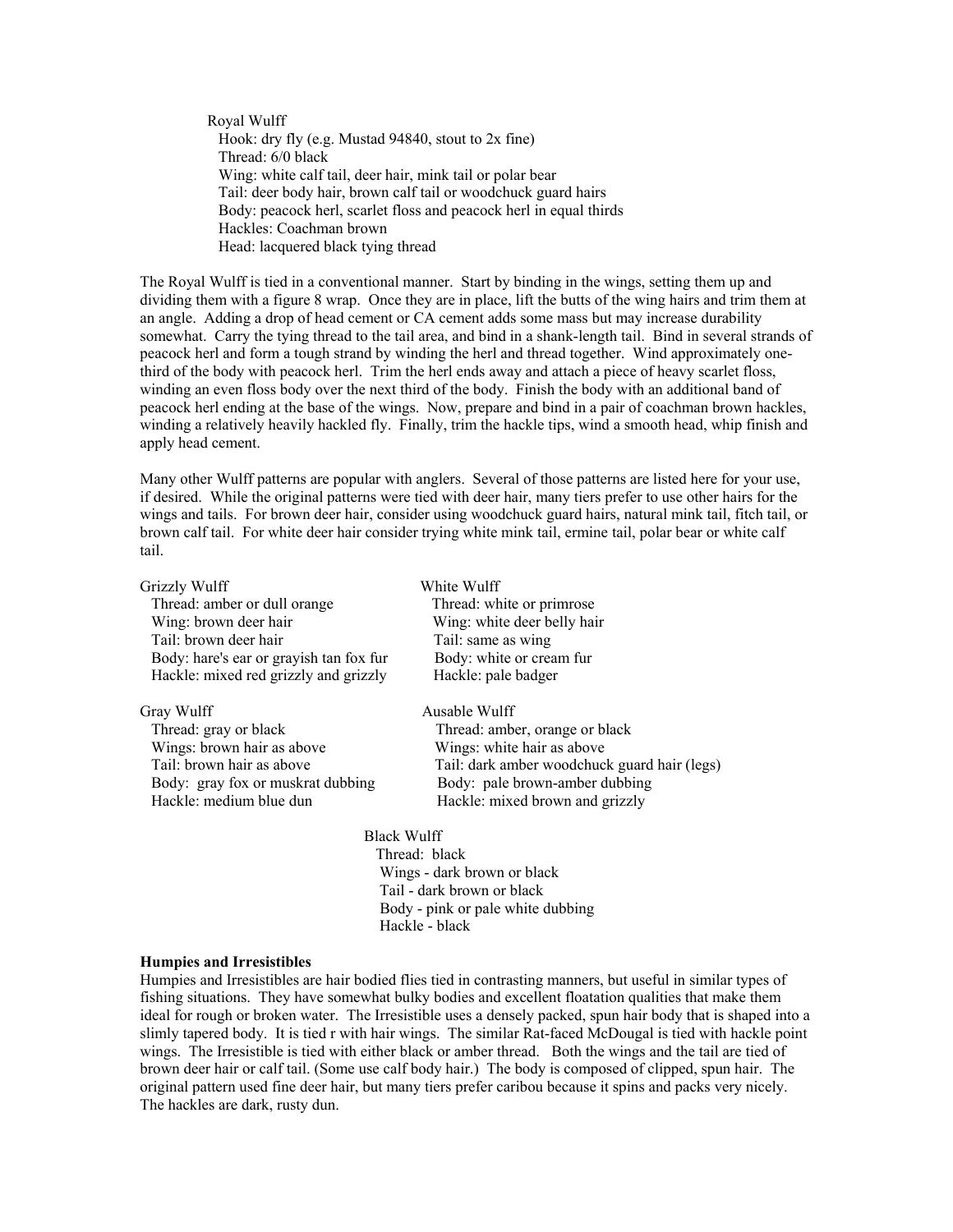Royal Wulff
- Hook: dry fly (e.g. Mustad 94840, stout to 2x fine)
- Thread: 6/0 black
- Wing: white calf tail, deer hair, mink tail or polar bear
- Tail: deer body hair, brown calf tail or woodchuck guard hairs
- Body: peacock herl, scarlet floss and peacock herl in equal thirds
- Hackles: Coachman brown
- Head: lacquered black tying thread

The Royal Wulff is tied in a conventional manner. Start by binding in the wings, setting them up and dividing them with a figure 8 wrap. Once they are in place, lift the butts of the wing hairs and trim them at an angle. Adding a drop of head cement or CA cement adds some mass but may increase durability somewhat. Carry the tying thread to the tail area, and bind in a shank-length tail. Bind in several strands of peacock herl and form a tough strand by winding the herl and thread together. Wind approximately one-third of the body with peacock herl. Trim the herl ends away and attach a piece of heavy scarlet floss, winding an even floss body over the next third of the body. Finish the body with an additional band of peacock herl ending at the base of the wings. Now, prepare and bind in a pair of coachman brown hackles, winding a relatively heavily hackled fly. Finally, trim the hackle tips, wind a smooth head, whip finish and apply head cement.

Many other Wulff patterns are popular with anglers. Several of those patterns are listed here for your use, if desired. While the original patterns were tied with deer hair, many tiers prefer to use other hairs for the wings and tails. For brown deer hair, consider using woodchuck guard hairs, natural mink tail, fitch tail, or brown calf tail. For white deer hair consider trying white mink tail, ermine tail, polar bear or white calf tail.

Grizzly Wulff
- Thread: amber or dull orange
- Wing: brown deer hair
- Tail: brown deer hair
- Body: hare's ear or grayish tan fox fur
- Hackle: mixed red grizzly and grizzly

White Wulff
- Thread: white or primrose
- Wing: white deer belly hair
- Tail: same as wing
- Body: white or cream fur
- Hackle: pale badger

Gray Wulff
- Thread: gray or black
- Wings: brown hair as above
- Tail: brown hair as above
- Body: gray fox or muskrat dubbing
- Hackle: medium blue dun

Ausable Wulff
- Thread: amber, orange or black
- Wings: white hair as above
- Tail: dark amber woodchuck guard hair (legs)
- Body: pale brown-amber dubbing
- Hackle: mixed brown and grizzly

Black Wulff
- Thread: black
- Wings - dark brown or black
- Tail - dark brown or black
- Body - pink or pale white dubbing
- Hackle - black

**Humpies and Irresistibles**

Humpies and Irresistibles are hair bodied flies tied in contrasting manners, but useful in similar types of fishing situations. They have somewhat bulky bodies and excellent floatation qualities that make them ideal for rough or broken water. The Irresistible uses a densely packed, spun hair body that is shaped into a slimly tapered body. It is tied r with hair wings. The similar Rat-faced McDougal is tied with hackle point wings. The Irresistible is tied with either black or amber thread. Both the wings and the tail are tied of brown deer hair or calf tail. (Some use calf body hair.) The body is composed of clipped, spun hair. The original pattern used fine deer hair, but many tiers prefer caribou because it spins and packs very nicely. The hackles are dark, rusty dun.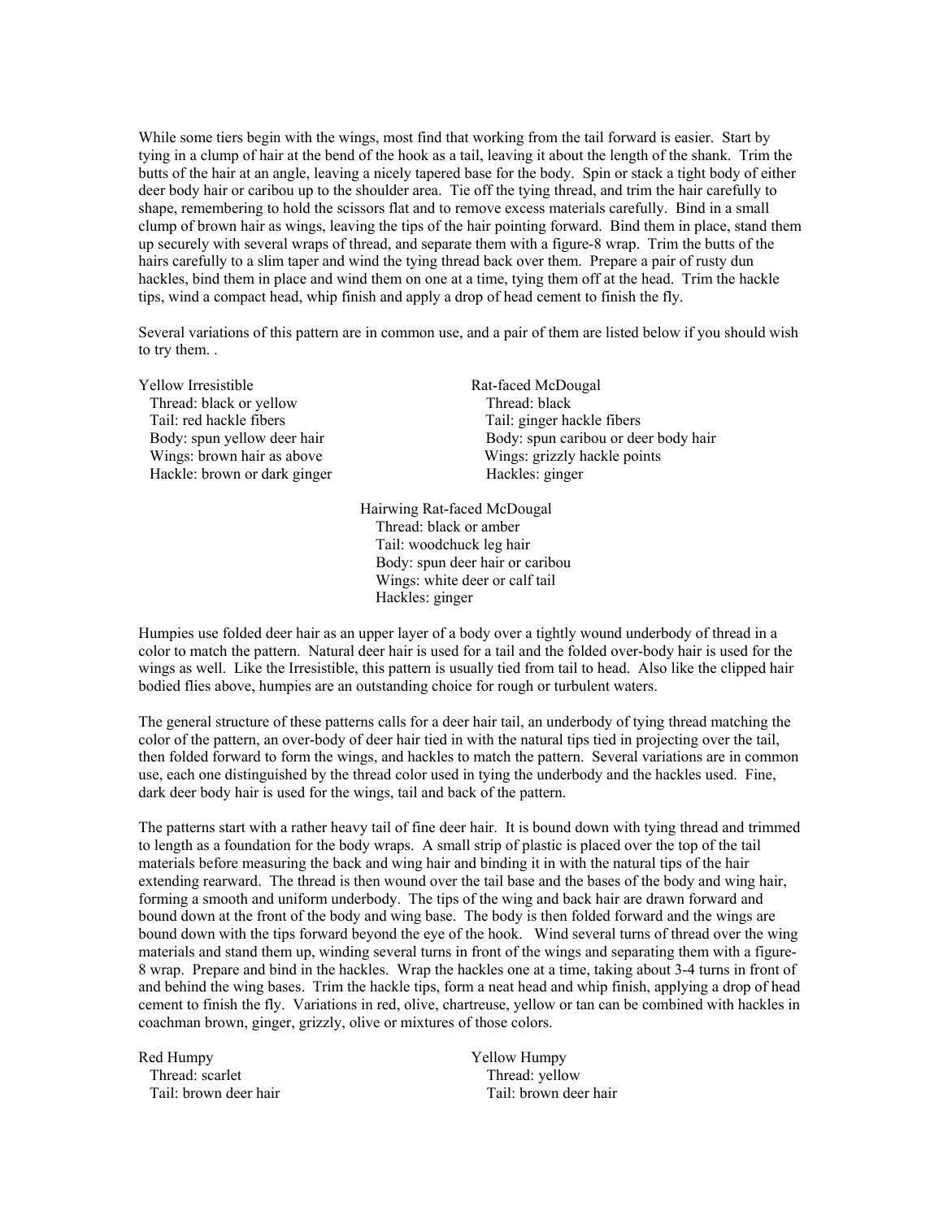While some tiers begin with the wings, most find that working from the tail forward is easier. Start by tying in a clump of hair at the bend of the hook as a tail, leaving it about the length of the shank. Trim the butts of the hair at an angle, leaving a nicely tapered base for the body. Spin or stack a tight body of either deer body hair or caribou up to the shoulder area. Tie off the tying thread, and trim the hair carefully to shape, remembering to hold the scissors flat and to remove excess materials carefully. Bind in a small clump of brown hair as wings, leaving the tips of the hair pointing forward. Bind them in place, stand them up securely with several wraps of thread, and separate them with a figure-8 wrap. Trim the butts of the hairs carefully to a slim taper and wind the tying thread back over them. Prepare a pair of rusty dun hackles, bind them in place and wind them on one at a time, tying them off at the head. Trim the hackle tips, wind a compact head, whip finish and apply a drop of head cement to finish the fly.

Several variations of this pattern are in common use, and a pair of them are listed below if you should wish to try them. .

Yellow Irresistible
- Thread: black or yellow
- Tail: red hackle fibers
- Body: spun yellow deer hair
- Wings: brown hair as above
- Hackle: brown or dark ginger

Rat-faced McDougal
- Thread: black
- Tail: ginger hackle fibers
- Body: spun caribou or deer body hair
- Wings: grizzly hackle points
- Hackles: ginger

Hairwing Rat-faced McDougal
- Thread: black or amber
- Tail: woodchuck leg hair
- Body: spun deer hair or caribou
- Wings: white deer or calf tail
- Hackles: ginger

Humpies use folded deer hair as an upper layer of a body over a tightly wound underbody of thread in a color to match the pattern. Natural deer hair is used for a tail and the folded over-body hair is used for the wings as well. Like the Irresistible, this pattern is usually tied from tail to head. Also like the clipped hair bodied flies above, humpies are an outstanding choice for rough or turbulent waters.

The general structure of these patterns calls for a deer hair tail, an underbody of tying thread matching the color of the pattern, an over-body of deer hair tied in with the natural tips tied in projecting over the tail, then folded forward to form the wings, and hackles to match the pattern. Several variations are in common use, each one distinguished by the thread color used in tying the underbody and the hackles used. Fine, dark deer body hair is used for the wings, tail and back of the pattern.

The patterns start with a rather heavy tail of fine deer hair. It is bound down with tying thread and trimmed to length as a foundation for the body wraps. A small strip of plastic is placed over the top of the tail materials before measuring the back and wing hair and binding it in with the natural tips of the hair extending rearward. The thread is then wound over the tail base and the bases of the body and wing hair, forming a smooth and uniform underbody. The tips of the wing and back hair are drawn forward and bound down at the front of the body and wing base. The body is then folded forward and the wings are bound down with the tips forward beyond the eye of the hook. Wind several turns of thread over the wing materials and stand them up, winding several turns in front of the wings and separating them with a figure-8 wrap. Prepare and bind in the hackles. Wrap the hackles one at a time, taking about 3-4 turns in front of and behind the wing bases. Trim the hackle tips, form a neat head and whip finish, applying a drop of head cement to finish the fly. Variations in red, olive, chartreuse, yellow or tan can be combined with hackles in coachman brown, ginger, grizzly, olive or mixtures of those colors.

Red Humpy
- Thread: scarlet
- Tail: brown deer hair

Yellow Humpy
- Thread: yellow
- Tail: brown deer hair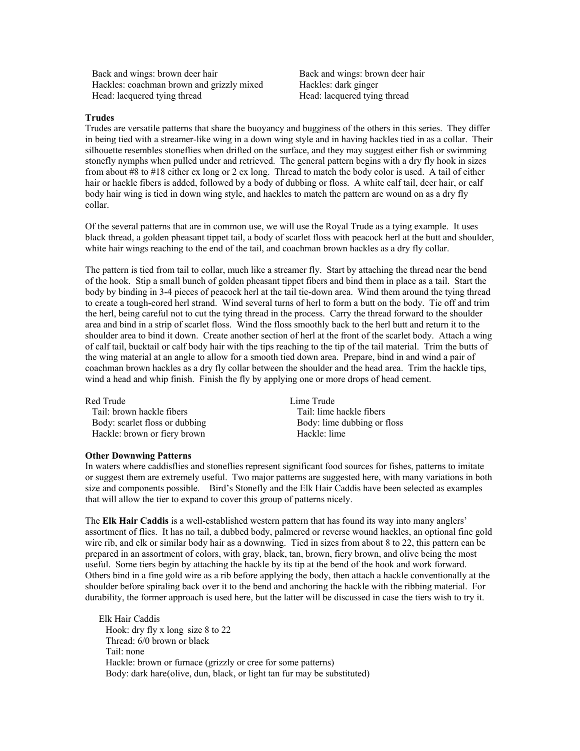| | |
|---|---|
| Back and wings: brown deer hair | Back and wings: brown deer hair |
| Hackles: coachman brown and grizzly mixed | Hackles: dark ginger |
| Head: lacquered tying thread | Head: lacquered tying thread |

**Trudes**

Trudes are versatile patterns that share the buoyancy and bugginess of the others in this series. They differ in being tied with a streamer-like wing in a down wing style and in having hackles tied in as a collar. Their silhouette resembles stoneflies when drifted on the surface, and they may suggest either fish or swimming stonefly nymphs when pulled under and retrieved. The general pattern begins with a dry fly hook in sizes from about #8 to #18 either ex long or 2 ex long. Thread to match the body color is used. A tail of either hair or hackle fibers is added, followed by a body of dubbing or floss. A white calf tail, deer hair, or calf body hair wing is tied in down wing style, and hackles to match the pattern are wound on as a dry fly collar.

Of the several patterns that are in common use, we will use the Royal Trude as a tying example. It uses black thread, a golden pheasant tippet tail, a body of scarlet floss with peacock herl at the butt and shoulder, white hair wings reaching to the end of the tail, and coachman brown hackles as a dry fly collar.

The pattern is tied from tail to collar, much like a streamer fly. Start by attaching the thread near the bend of the hook. Stip a small bunch of golden pheasant tippet fibers and bind them in place as a tail. Start the body by binding in 3-4 pieces of peacock herl at the tail tie-down area. Wind them around the tying thread to create a tough-cored herl strand. Wind several turns of herl to form a butt on the body. Tie off and trim the herl, being careful not to cut the tying thread in the process. Carry the thread forward to the shoulder area and bind in a strip of scarlet floss. Wind the floss smoothly back to the herl butt and return it to the shoulder area to bind it down. Create another section of herl at the front of the scarlet body. Attach a wing of calf tail, bucktail or calf body hair with the tips reaching to the tip of the tail material. Trim the butts of the wing material at an angle to allow for a smooth tied down area. Prepare, bind in and wind a pair of coachman brown hackles as a dry fly collar between the shoulder and the head area. Trim the hackle tips, wind a head and whip finish. Finish the fly by applying one or more drops of head cement.

| Red Trude | Lime Trude |
|---|---|
| Tail: brown hackle fibers | Tail: lime hackle fibers |
| Body: scarlet floss or dubbing | Body: lime dubbing or floss |
| Hackle: brown or fiery brown | Hackle: lime |

**Other Downwing Patterns**

In waters where caddisflies and stoneflies represent significant food sources for fishes, patterns to imitate or suggest them are extremely useful. Two major patterns are suggested here, with many variations in both size and components possible. Bird's Stonefly and the Elk Hair Caddis have been selected as examples that will allow the tier to expand to cover this group of patterns nicely.

The **Elk Hair Caddis** is a well-established western pattern that has found its way into many anglers' assortment of flies. It has no tail, a dubbed body, palmered or reverse wound hackles, an optional fine gold wire rib, and elk or similar body hair as a downwing. Tied in sizes from about 8 to 22, this pattern can be prepared in an assortment of colors, with gray, black, tan, brown, fiery brown, and olive being the most useful. Some tiers begin by attaching the hackle by its tip at the bend of the hook and work forward. Others bind in a fine gold wire as a rib before applying the body, then attach a hackle conventionally at the shoulder before spiraling back over it to the bend and anchoring the hackle with the ribbing material. For durability, the former approach is used here, but the latter will be discussed in case the tiers wish to try it.

Elk Hair Caddis
Hook: dry fly x long size 8 to 22
Thread: 6/0 brown or black
Tail: none
Hackle: brown or furnace (grizzly or cree for some patterns)
Body: dark hare(olive, dun, black, or light tan fur may be substituted)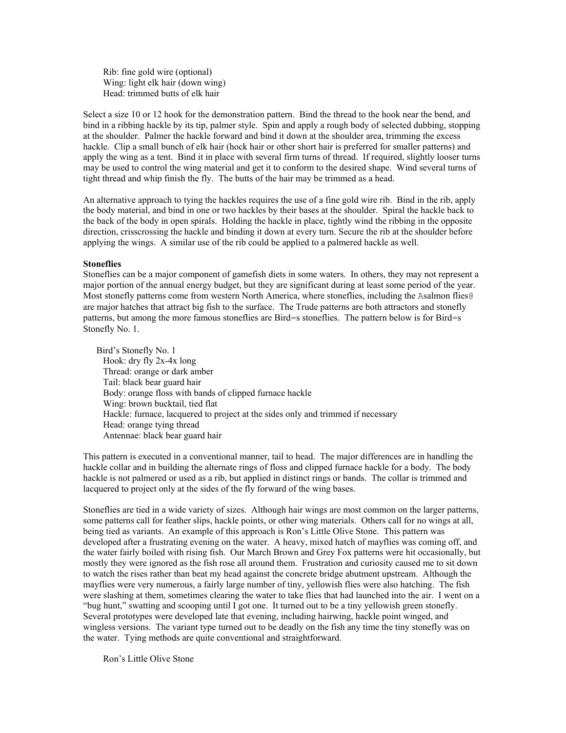Rib: fine gold wire (optional)
Wing: light elk hair (down wing)
Head: trimmed butts of elk hair

Select a size 10 or 12 hook for the demonstration pattern. Bind the thread to the hook near the bend, and bind in a ribbing hackle by its tip, palmer style. Spin and apply a rough body of selected dubbing, stopping at the shoulder. Palmer the hackle forward and bind it down at the shoulder area, trimming the excess hackle. Clip a small bunch of elk hair (hock hair or other short hair is preferred for smaller patterns) and apply the wing as a tent. Bind it in place with several firm turns of thread. If required, slightly looser turns may be used to control the wing material and get it to conform to the desired shape. Wind several turns of tight thread and whip finish the fly. The butts of the hair may be trimmed as a head.

An alternative approach to tying the hackles requires the use of a fine gold wire rib. Bind in the rib, apply the body material, and bind in one or two hackles by their bases at the shoulder. Spiral the hackle back to the back of the body in open spirals. Holding the hackle in place, tightly wind the ribbing in the opposite direction, crisscrossing the hackle and binding it down at every turn. Secure the rib at the shoulder before applying the wings. A similar use of the rib could be applied to a palmered hackle as well.

**Stoneflies**

Stoneflies can be a major component of gamefish diets in some waters. In others, they may not represent a major portion of the annual energy budget, but they are significant during at least some period of the year. Most stonefly patterns come from western North America, where stoneflies, including the Asalmon flies@ are major hatches that attract big fish to the surface. The Trude patterns are both attractors and stonefly patterns, but among the more famous stoneflies are Bird=s stoneflies. The pattern below is for Bird=s Stonefly No. 1.

Bird’s Stonefly No. 1
Hook: dry fly 2x-4x long
Thread: orange or dark amber
Tail: black bear guard hair
Body: orange floss with bands of clipped furnace hackle
Wing: brown bucktail, tied flat
Hackle: furnace, lacquered to project at the sides only and trimmed if necessary
Head: orange tying thread
Antennae: black bear guard hair

This pattern is executed in a conventional manner, tail to head. The major differences are in handling the hackle collar and in building the alternate rings of floss and clipped furnace hackle for a body. The body hackle is not palmered or used as a rib, but applied in distinct rings or bands. The collar is trimmed and lacquered to project only at the sides of the fly forward of the wing bases.

Stoneflies are tied in a wide variety of sizes. Although hair wings are most common on the larger patterns, some patterns call for feather slips, hackle points, or other wing materials. Others call for no wings at all, being tied as variants. An example of this approach is Ron’s Little Olive Stone. This pattern was developed after a frustrating evening on the water. A heavy, mixed hatch of mayflies was coming off, and the water fairly boiled with rising fish. Our March Brown and Grey Fox patterns were hit occasionally, but mostly they were ignored as the fish rose all around them. Frustration and curiosity caused me to sit down to watch the rises rather than beat my head against the concrete bridge abutment upstream. Although the mayflies were very numerous, a fairly large number of tiny, yellowish flies were also hatching. The fish were slashing at them, sometimes clearing the water to take flies that had launched into the air. I went on a “bug hunt,” swatting and scooping until I got one. It turned out to be a tiny yellowish green stonefly. Several prototypes were developed late that evening, including hairwing, hackle point winged, and wingless versions. The variant type turned out to be deadly on the fish any time the tiny stonefly was on the water. Tying methods are quite conventional and straightforward.

Ron’s Little Olive Stone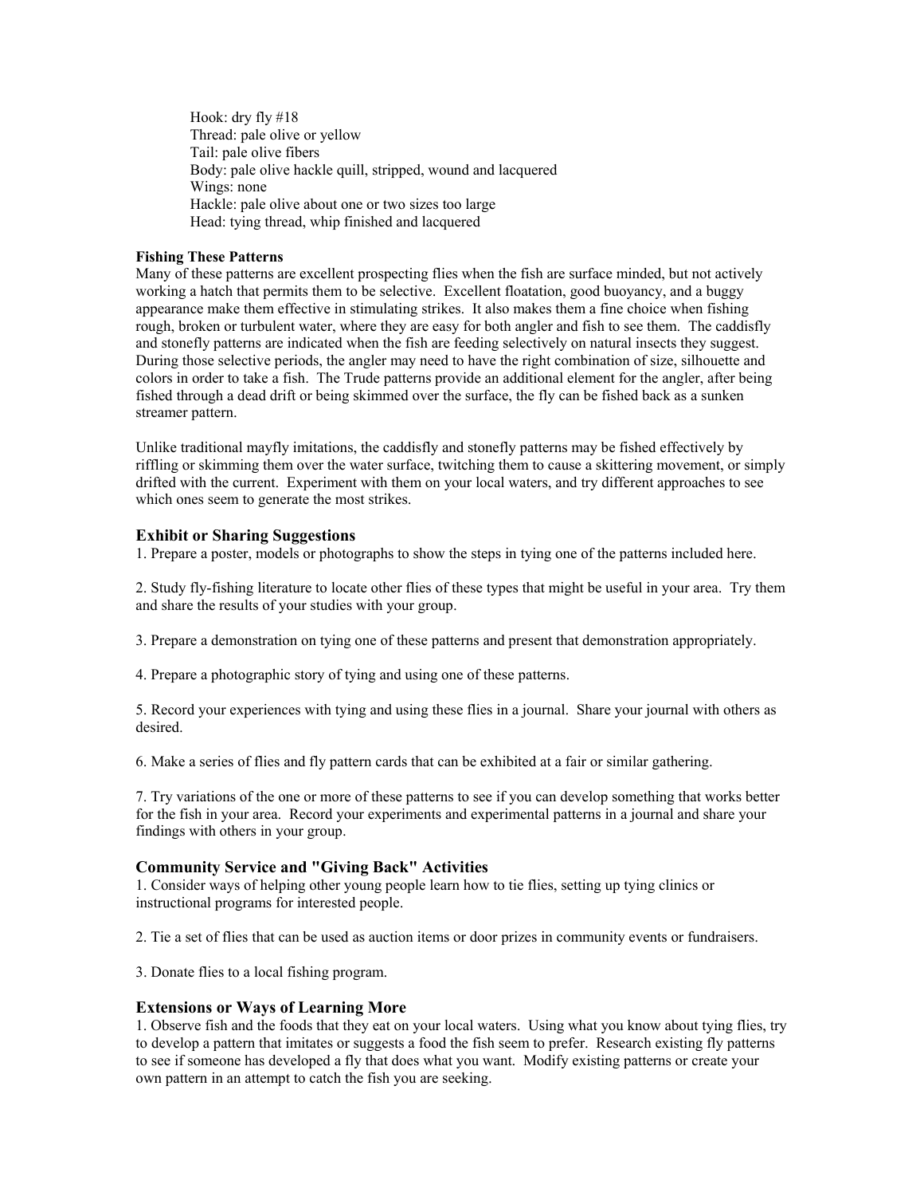Hook: dry fly #18
Thread: pale olive or yellow
Tail: pale olive fibers
Body: pale olive hackle quill, stripped, wound and lacquered
Wings: none
Hackle: pale olive about one or two sizes too large
Head: tying thread, whip finished and lacquered

**Fishing These Patterns**

Many of these patterns are excellent prospecting flies when the fish are surface minded, but not actively working a hatch that permits them to be selective. Excellent floatation, good buoyancy, and a buggy appearance make them effective in stimulating strikes. It also makes them a fine choice when fishing rough, broken or turbulent water, where they are easy for both angler and fish to see them. The caddisfly and stonefly patterns are indicated when the fish are feeding selectively on natural insects they suggest. During those selective periods, the angler may need to have the right combination of size, silhouette and colors in order to take a fish. The Trude patterns provide an additional element for the angler, after being fished through a dead drift or being skimmed over the surface, the fly can be fished back as a sunken streamer pattern.

Unlike traditional mayfly imitations, the caddisfly and stonefly patterns may be fished effectively by riffling or skimming them over the water surface, twitching them to cause a skittering movement, or simply drifted with the current. Experiment with them on your local waters, and try different approaches to see which ones seem to generate the most strikes.

### Exhibit or Sharing Suggestions

1. Prepare a poster, models or photographs to show the steps in tying one of the patterns included here.

2. Study fly-fishing literature to locate other flies of these types that might be useful in your area. Try them and share the results of your studies with your group.

3. Prepare a demonstration on tying one of these patterns and present that demonstration appropriately.

4. Prepare a photographic story of tying and using one of these patterns.

5. Record your experiences with tying and using these flies in a journal. Share your journal with others as desired.

6. Make a series of flies and fly pattern cards that can be exhibited at a fair or similar gathering.

7. Try variations of the one or more of these patterns to see if you can develop something that works better for the fish in your area. Record your experiments and experimental patterns in a journal and share your findings with others in your group.

### Community Service and "Giving Back" Activities

1. Consider ways of helping other young people learn how to tie flies, setting up tying clinics or instructional programs for interested people.

2. Tie a set of flies that can be used as auction items or door prizes in community events or fundraisers.

3. Donate flies to a local fishing program.

### Extensions or Ways of Learning More

1. Observe fish and the foods that they eat on your local waters. Using what you know about tying flies, try to develop a pattern that imitates or suggests a food the fish seem to prefer. Research existing fly patterns to see if someone has developed a fly that does what you want. Modify existing patterns or create your own pattern in an attempt to catch the fish you are seeking.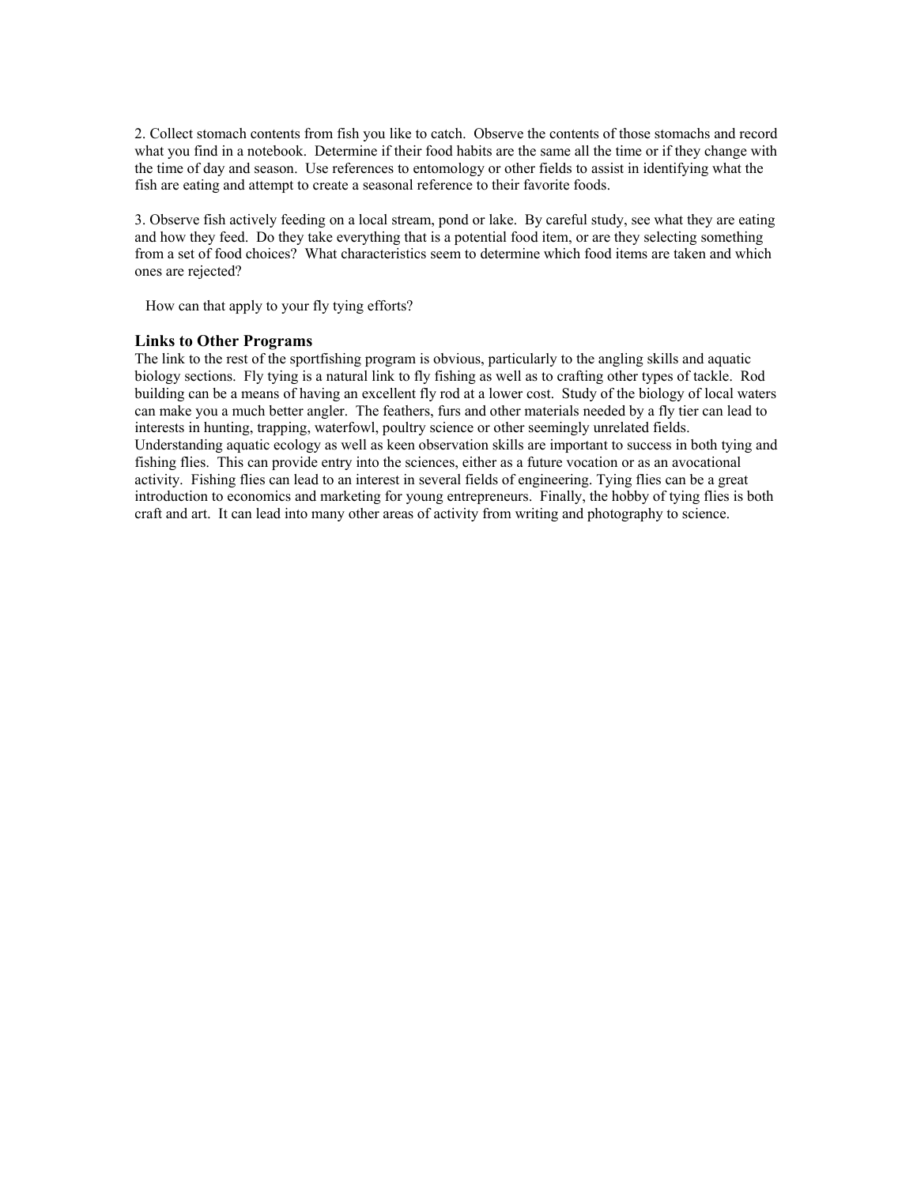2. Collect stomach contents from fish you like to catch. Observe the contents of those stomachs and record what you find in a notebook. Determine if their food habits are the same all the time or if they change with the time of day and season. Use references to entomology or other fields to assist in identifying what the fish are eating and attempt to create a seasonal reference to their favorite foods.

3. Observe fish actively feeding on a local stream, pond or lake. By careful study, see what they are eating and how they feed. Do they take everything that is a potential food item, or are they selecting something from a set of food choices? What characteristics seem to determine which food items are taken and which ones are rejected?

How can that apply to your fly tying efforts?

### Links to Other Programs

The link to the rest of the sportfishing program is obvious, particularly to the angling skills and aquatic biology sections. Fly tying is a natural link to fly fishing as well as to crafting other types of tackle. Rod building can be a means of having an excellent fly rod at a lower cost. Study of the biology of local waters can make you a much better angler. The feathers, furs and other materials needed by a fly tier can lead to interests in hunting, trapping, waterfowl, poultry science or other seemingly unrelated fields. Understanding aquatic ecology as well as keen observation skills are important to success in both tying and fishing flies. This can provide entry into the sciences, either as a future vocation or as an avocational activity. Fishing flies can lead to an interest in several fields of engineering. Tying flies can be a great introduction to economics and marketing for young entrepreneurs. Finally, the hobby of tying flies is both craft and art. It can lead into many other areas of activity from writing and photography to science.